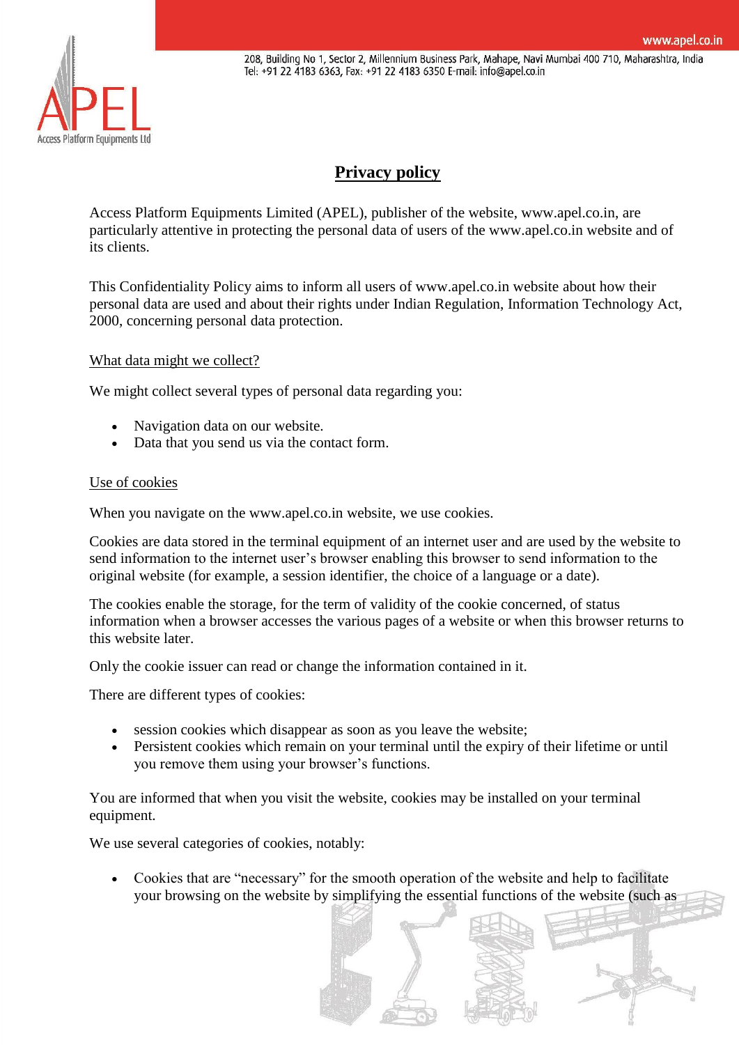# Privacy policy

Access Platform Equipments Limited (APEL), publisher of the website, www.apel.co.in, are particularly attentive in protecting the personal data of users of the www.apel.co.in website and of its clients.

This Confidentiality Policy aims to inform all users of www.apel.co.in website about how their personal data are used and about their rights under Indian Regulation, Information Technology Act, 2000, concerning personal data protection.

## What data might we collect?

We might collect several types of personal data regarding you:

- Navigation data on our website.
- Data that you send us via the contact form.

## Use of cookies

When you navigate on the www.apel.co.in website, we use cookies.

Cookies are data stored in the terminal equipment of an internet user and are used by the website to send information to the internet user's browser enabling this browser to send information to the original website (for example, a session identifier, the choice of a language or a date).

The cookies enable the storage, for the term of validity of the cookie concerned, of status information when a browser accesses the various pages of a website or when this browser returns to this website later.

Only the cookie issuer can read or change the information contained in it.

There are different types of cookies:

- session cookies which disappear as soon as you leave the website;
- Persistent cookies which remain on your terminal until the expiry of their lifetime or until you remove them using your browser's functions.

You are informed that when you visit the website, cookies may be installed on your terminal equipment.

We use several categories of cookies, notably:

- Cookies that are "necessary" for the smooth operation of the website and help to facilitate your browsing on the website by simplifying the essential functions of the website (such as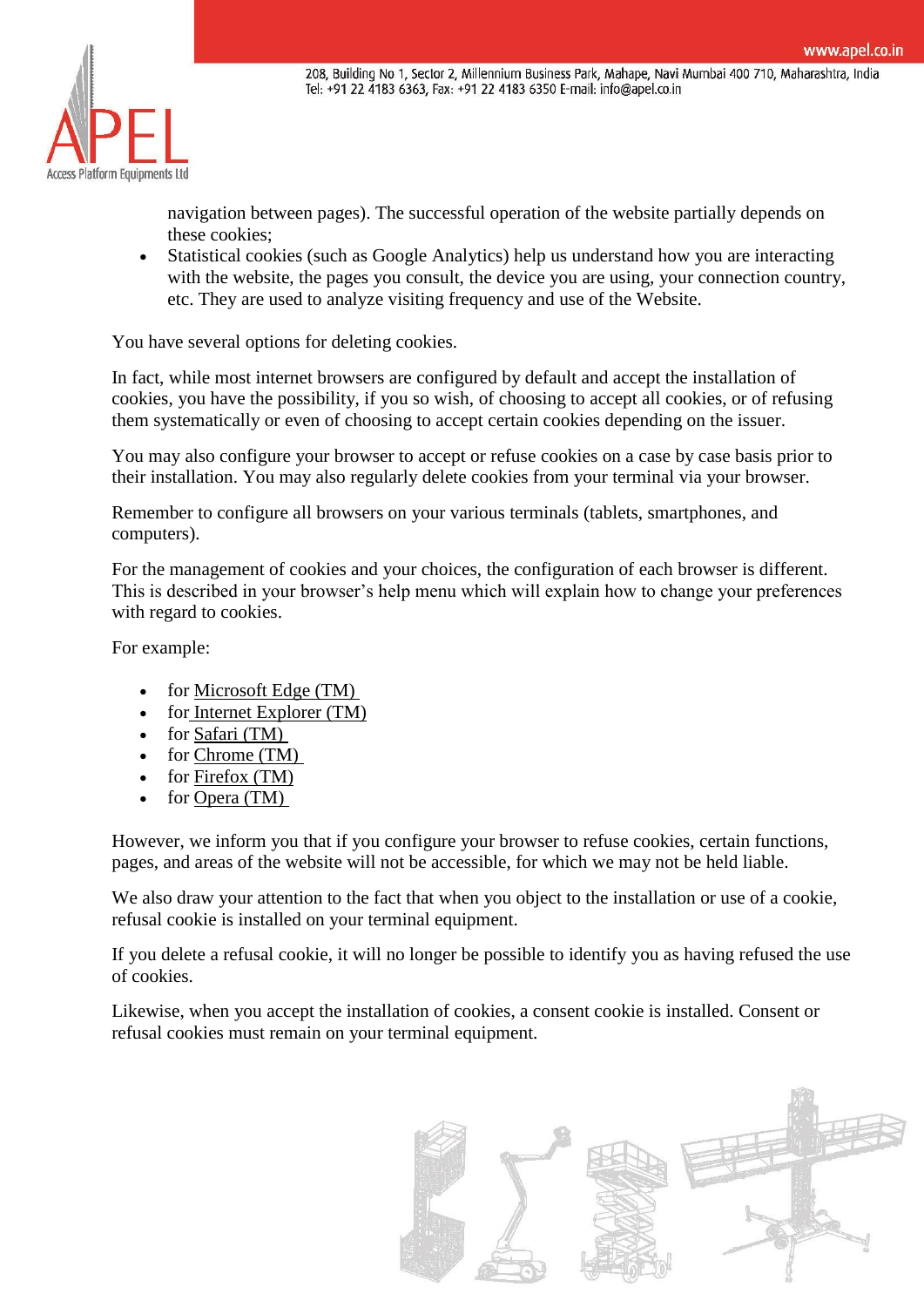navigation between pages). The successful operation of the website partially depends on these cookies;

- Statistical cookies (such as Google Analytics) help us understand how you are interacting with the website, the pages you consult, the device you are using, your connection country, etc. They are used to analyze visiting frequency and use of the Website.

You have several options for deleting cookies.

In fact, while most internet browsers are configured by default and accept the installation of cookies, you have the possibility, if you so wish, of choosing to accept all cookies, or of refusing them systematically or even of choosing to accept certain cookies depending on the issuer.

You may also configure your browser to accept or refuse cookies on a case by case basis prior to their installation. You may also regularly delete cookies from your terminal via your browser.

Remember to configure all browsers on your various terminals (tablets, smartphones, and computers).

For the management of cookies and your choices, the configuration of each browser is different. This is described in your browser's help menu which will explain how to change your preferences with regard to cookies.

For example:

- for Microsoft Edge (TM)
- for Internet Explorer (TM)
- for Safari (TM)
- for Chrome (TM)
- for Firefox (TM)
- for Opera (TM)

However, we inform you that if you configure your browser to refuse cookies, certain functions, pages, and areas of the website will not be accessible, for which we may not be held liable.

We also draw your attention to the fact that when you object to the installation or use of a cookie, refusal cookie is installed on your terminal equipment.

If you delete a refusal cookie, it will no longer be possible to identify you as having refused the use of cookies.

Likewise, when you accept the installation of cookies, a consent cookie is installed. Consent or refusal cookies must remain on your terminal equipment.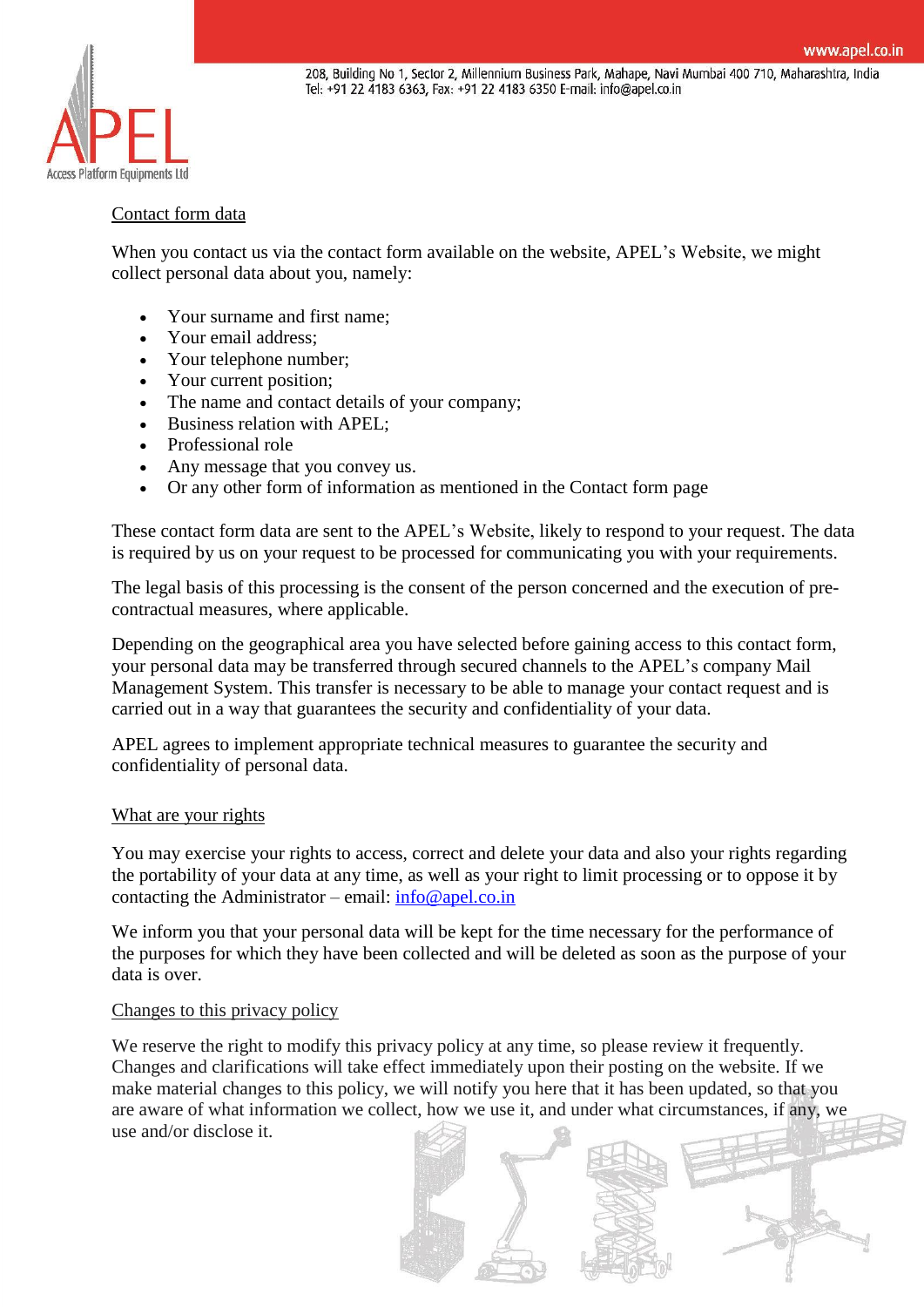## Contact form data

When you contact us via the contact form available on the website, APEL's Website, we might collect personal data about you, namely:

- Your surname and first name;
- Your email address;
- Your telephone number;
- Your current position;
- The name and contact details of your company;
- Business relation with APEL;
- Professional role
- Any message that you convey us.
- Or any other form of information as mentioned in the Contact form page

These contact form data are sent to the APEL's Website, likely to respond to your request. The data is required by us on your request to be processed for communicating you with your requirements.

The legal basis of this processing is the consent of the person concerned and the execution of pre-contractual measures, where applicable.

Depending on the geographical area you have selected before gaining access to this contact form, your personal data may be transferred through secured channels to the APEL's company Mail Management System. This transfer is necessary to be able to manage your contact request and is carried out in a way that guarantees the security and confidentiality of your data.

APEL agrees to implement appropriate technical measures to guarantee the security and confidentiality of personal data.

## What are your rights

You may exercise your rights to access, correct and delete your data and also your rights regarding the portability of your data at any time, as well as your right to limit processing or to oppose it by contacting the Administrator – email: info@apel.co.in

We inform you that your personal data will be kept for the time necessary for the performance of the purposes for which they have been collected and will be deleted as soon as the purpose of your data is over.

## Changes to this privacy policy

We reserve the right to modify this privacy policy at any time, so please review it frequently. Changes and clarifications will take effect immediately upon their posting on the website. If we make material changes to this policy, we will notify you here that it has been updated, so that you are aware of what information we collect, how we use it, and under what circumstances, if any, we use and/or disclose it.